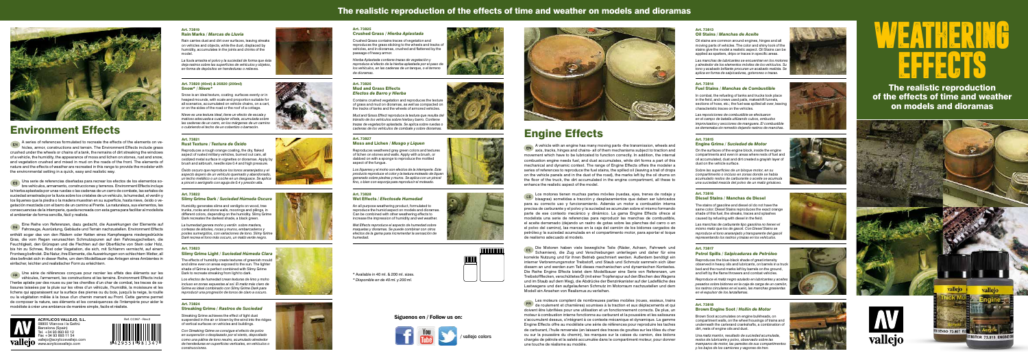# The realistic reproduction of the effects of time and weather on models and dioramas

# WEATHERING EFFECTS

**The realistic reproduction of the effects of time and weather on models and dioramas**

## Environment Effects

**EN** A series of references formulated to recreate the effects of the elements on vehicles, armor, constructions and terrain. The Environment Effects include grass crushed under the wheels or chains of a tank, the remains of dirt streaking the windows of a vehicle, the humidity, the appearance of moss and lichen on stones, rust and snow, and vegetation crushed and mixed in mud on the tracks of the front. The elements of nature and the effects of weather are recreated in this range to provide the modeler with the environmental setting in a quick, easy and realistic way.

**ES** Una serie de referencias diseñadas para recrear los efectos de los elementos sobre vehículos, armamento, construcciones y terrenos. Environment Effects incluye la hierba aplastada por unas ruedas o las cadenas de un carro de combate, las señales de suciedad arrastrada por la lluvia sobre los cristales de un vehículo, la humedad, el verdín y los líquenes que la piedra o la madera muestran en su superficie, hasta nieve, óxido o vegetación mezclada con el barro de un camino al Frente. La naturaleza, sus elementos, las consecuencias de la intemperie, quedan recreada con esta gama para facilitar al modelista el ambientar de forma sencilla, fácil y realista.

**DE** Eine Reihe von Referenzen, dazu gedacht, die Auswirkungen der Elemente auf Fahrzeuge, Ausrüstung, Gebäude und Terrain nachzustellen. Environment Effects enthält sogar das von den Rädern oder Ketten eines Kampfwagens niedergedrücktes Gras, die vom Regen verursachten Schmutzspuren auf den Fahrzeugscheiben, die Feuchtigkeit, den Grünspan und die Flechten auf der Oberfläche von Stein oder Holz, bis hin zu Schnee, Rost oder Vegetation, die sich, mit Schlamm vermischt, auf einem Frontweg befindet. Die Natur, ihre Elemente, die Auswirkungen von schlechtem Wetter, all dies befindet sich in dieser Reihe, um dem Modellbauer das Anlegen eines Ambientes in einfacher, leichter und realistischer Form zu erleichtern.

**FR** Une série de références conçues pour recréer les effets des éléments sur les véhicules, l'armement, les constructions et les terrains. Environment Effects inclut l'herbe aplatie par des roues ou par les chenilles d'un char de combat, les traces de salissures laissées par la pluie sur les vitres d'un véhicule, l'humidité, la moisissure et les lichens qui apparaissent sur la surface des pierres ou du bois, jusqu'à la neige, la rouille ou la végétation mêlée à la boue d'un chemin menant au Front. Cette gamme permet de composer la nature, ses éléments et les conséquences de l'intempérie pour aider le modéliste à créer une ambiance de manière simple, facile et réaliste.

ACRYLICOS VALLEJO, S.L.
08800 Vilanova i la Geltrú
Barcelona (Spain)
Tel. +34 93 893 60 12
Fax +34 93 893 11 54
vallejo@acrylicosvallejo.com
www.acrylicosvallejo.com

Ref. CC067 - Rev.0

### Art. 73819 Rain Marks / *Marcas de Lluvia*

Rain carries dust and dirt over surfaces, leaving streaks on vehicles and objects, while the dust, displaced by humidity, accumulates in the joints and chinks of the model.

*La lluvia arrastra el polvo y la suciedad de forma que ésta deja rastros sobre las superficies de vehículos y objetos, en forma de depósitos en hendeduras o relieves.*

### Art. 73820 (40ml) & 26820 (200ml) Snow* / *Nieve**

Snow is an ideal texture, coating surfaces evenly or in heaped mounds, with scale and proportion suitable for all sceneries, accumulated on vehicle chains, on a cart, or on the sides of the road or the roof of a cottage.

*Nieve es una textura ideal, tiene un efecto de escala y matices adecuados a cualquier efecto, acumulada sobre las cadenas de un carro, en los márgenes de un camino o cubriendo el techo de un cobertizo o barracón.*

### Art. 73821 Rust Texture / *Textura de Óxido*

Reproduces a rough orange coating, the dry, flaked aspect of rusted military vehicles, burned out cars, all oxidized metal surfaces in vignettes or dioramas. Apply by brush and airbrush, needle size 0.4 and high pressure.

*Óxido oscuro que reproduce el tono anaranjado y el aspecto áspero de un vehículo quemado y abandonado, un techo metálico o un coche en un desguace. Se aplica a pincel o aerógrafo con aguja de 0.4 y presión alta.*

### Art. 73822 Slimy Grime Dark / *Suciedad Húmeda Oscura*

Humidity generates slime and verdigris on wood, tree trunks, rocks and stone walls, moorings and pilings, in different colors, depending on the humidity. Slimy Grime Dark recreates the darkest shade, a black green.

*La humedad genera moho y verdín sobre madera, cortezas de árboles, rocas y muros, embarcaderos y postes sumergidos, con variaciones de tono. Slimy Grime Dark recrea el tono más oscuro, un matiz verde negro.*

### Art. 73823 Slimy Grime Light / *Suciedad Húmeda Clara*

The effects of humidity create textures of greenish mould and slime even on areas exposed to the sun. The lighter shade of Grime is perfect combined with Slimy Grime Dark to recreate streaks from light to dark.

*Los efectos de humedad crean texturas de limo y moho incluso en zonas expuestas al sol. El matiz más claro de Grime es ideal combinado con Slimy Grime Dark para reproducir una progresión de tonos de claro a oscuro.*

### Art. 73824 Streaking Grime / *Rastros de Suciedad*

Streaking Grime achieves the effect of light dust suspended in the air or blown by the wind into the edges of vertical surfaces on vehicles and buildings.

*Con Streaking Grime se consigue el efecto de polvo en suspensión o desplazado por el viento, depositado como una pátina de tono neutro, acumulado alrededor de hendeduras en superficies verticales, en vehículos o construcciones.*

### Art. 73825 Crushed Grass / *Hierba Aplastada*

Crushed Grass contains traces of vegetation and reproduces the grass sticking to the wheels and tracks of vehicles, and in dioramas, crushed and flattened by the passage of heavy armor.

*Hierba Aplastada contiene trazas de vegetación y reproduce el efecto de la hierba aplastada por el paso de los vehículos, en las cadenas de un tanque, o el terreno de dioramas.*

### Art. 73826 Mud and Grass Effects / *Efectos de Barro y Hierba*

Contains crushed vegetation and reproduces the texture of grass and mud on dioramas, as well as compacted on the tracks of tanks and the wheels of armored vehicles.

*Mud and Grass Effect reproduce la textura que resulta del tránsito de los vehículos sobre hierba y barro. Contienen trazas de vegetación aplastada. Se aplica sobre ruedas o cadenas de los vehículos de combate y sobre dioramas.*

### Art. 73827 Moss and Lichen / *Musgo y Liquen*

Reproduces weathered grey green colors and textures of lichen on stones and walls. Apply with a brush, or stippled on with a sponge to reproduce the mottled aspect of the fungus.

*Los líquenes y el moho son efectos de la intemperie. Este producto reproduce el color y la textura moteado de liquen generado sobre piedras y muros. Se aplica con un pincel fino, o bien con esponja para reproducir el moteado.*

### Art. 73828 Wet Effects / *Efectosde Humedad*

An all purpose weathering product, formulated to reproduce the humid aspect on models and dioramas. Can be combined with other weathering effects to increase the impression of humidity and wet weather.

*Wet Effects reproduce el aspecto de humedad sobre maquetas y dioramas. Se puede combinar con otros efectos de la gama para incrementar la sensación de humedad.*

\* Available in 40 ml. & 200 ml. sizes.
*\* Disponible en de 40 ml. y 200 ml.*

**Síguenos en / Follow us on:**

/ vallejo colors

## Engine Effects

**EN** A vehicle with an engine has many moving parts -the transmission, wheels and axes, tracks, hinges and chains- all of them mechanisms subject to traction and movement which have to be lubricated to function correctly. In addition, the internal combustion engine needs fuel, and dust accumulates, while dirt forms a part of this mechanical and dynamic context. The range of Engine Effects offer the modeler a series of references to reproduce the fuel stains, the spilled oil (leaving a trail of drops on the vehicle panels and in the dust of the road), the marks left by the oil drums on the floor of the truck, the dirt accumulated in the engine compartment, all these to enhance the realistic aspect of the model.

**ES** Los motores tienen muchas partes móviles (ruedas, ejes, trenes de rodaje y bisagras) sometidas a tracción y desplazamientos que deben ser lubricados para su correcto uso y funcionamiento. Además un motor a combustión interna precisa de carburante y el polvo y la suciedad se acumulan sobre el mismo formando parte de ese contexto mecánico y dinámico. La gama Engine Effects ofrece al modelista una serie de referencias para reproducir las manchas de combustible, el aceite derramado (dejando un rastro de gotas sobre las planchas del carro o en el polvo del camino), las marcas en la caja del camión de los bidones cargados de petróleo y la suciedad acumulada en el compartimento motor, para aportar el toque de realismo adecuado al modelo.

**DE** Die Motoren haben viele bewegliche Teile (Räder, Achsen, Fahrwerk und Scharniere), die Zug und Verschiebungen unterliegen und daher für eine korrekte Nutzung und für ihren Betrieb geschmiert werden. Außerdem benötigt ein interner Verbrennungsmotor Treibstoff, und Staub und Schmutz sammeln sich über diesem an und werden zum Teil dieses mechanischen und dynamischen Kontextes. Die Reihe Engine Effects bietet dem Modellbauer eine Serie von Referenzen, um Treibstoffflecken, verschütteten Öl (mit einer Tropfenspur auf den Blechen des Wagens und im Staub auf dem Weg), die Abdrücke der Benzinkanister auf der Ladefläche des Lastwagens und den aufgefallenen Schmutz im Motorraum nachzustellen und dem Modell ein Ansehen von Realismus zu verleihen.

**FR** Les moteurs comptent de nombreuses parties mobiles (roues, essieux, trains de roulement et charnières) soumises à la traction et aux déplacements et qui doivent être lubrifiées pour une utilisation et un fonctionnement correcte. De plus, un moteur à combustion interne fonctionne au carburant et la poussière et les salissures s'accumulent dessus, intégrant à ce contexte mécanique et dynamique. La gamme Engine Effects offre au modéliste une série de références pour reproduire les taches de carburant, l'huile renversée (en laissant des traces de gouttes sur les tôles du char ou sur la poussière du chemin), les marques sur la caisse du camion, des bidons chargés de pétrole et la saleté accumulée dans le compartiment moteur, pour donner une touche de réalisme au modèle.

### Art. 73813 Oil Stains / *Manchas de Aceite*

Oil stains are common around engines; hinges and all moving parts of vehicles. The color and shiny look of the stains give the model a realistic aspect. Oil Stains can be applied as spatters, drips or traces in specific areas.

*Las manchas de lubricantes se encuentran en los motores y alrededor de los elementos móviles de los vehículos. Su tono y acabado brillante procuran un acabado realista. Se aplica en forma de salpicaduras, goterones o trazas.*

### Art. 73814 Fuel Stains / *Manchas de Combustible*

In combat, the refueling of tanks and trucks took place in the field, and crews used pails, makeshift funnels, sections of hose, etc.; the fuel was spilled all over, leaving characteristic traces on the vehicles.

*Las repostajes de combustible se efectuaron en el campo de batalla utilizando cubos, embudos improvisados y secciones de manguera. El combustible se derramaba sin remedio dejando rastros de manchas.*

### Art. 73815 Engine Grime / *Suciedad de Motor*

On the surfaces of the engine block, inside the engine compartments and even in areas where rests of fuel and oil accumulated, dust and dirt created a grayish layer of dust on the vehicle surface.

*Sobre las superficies de un bloque motor, en su compartimento o incluso en zonas donde se había acumulado restos de carburante o aceite se acumula una suciedad mezcla del polvo de un matiz grisáceo.*

### Art. 73816 Diesel Stains / *Manchas de Diesel*

The stains of gasoline and diesel oil do not have the same color. Diesel Stains reproduces the exact orange shade of this fuel, the streaks, traces and splashes caused by refueling with diesel in the field.

*Las manchas de carburante tipo gasolina no tienen el mismo matiz que las del gasoil. Con Diesel Stains se reproduce el tono anaranjado y transparente del gasoil representando los rastros y trazas en los vehículos.*

### Art. 73817 Petrol Spills / *Salpicaduras de Petróleo*

Reproduces the blue-black shade of great intensity observed in heavy oils and lubricants, on barrels in a truck bed and the round marks left by barrels on the ground, and left by the flame throwers and combat vehicles.

*Reproduce el matiz negro azulado en lubricantes y aceites pesados sobre bidones en la caja de carga de un camión, los rastros circulares en el suelo, las manchas grasientas en el equipo lanzallamas.*

### Art. 73818 Brown Engine Soot / *Hollín de Motor*

Brown Soot accumulates on engine bulkheads, on compartment walls, on the wheel housings of trains and underneath the carterand crankshafts, a combination of dirt, rests of engine oils and dust.

*Una mezcla marrón, resultado de suciedad acumulada, restos de lubricante y polvo, observado sobre las mamparas de motor, las paredes de sus compartimentos y los bajos de los camiones y vagones de tren.*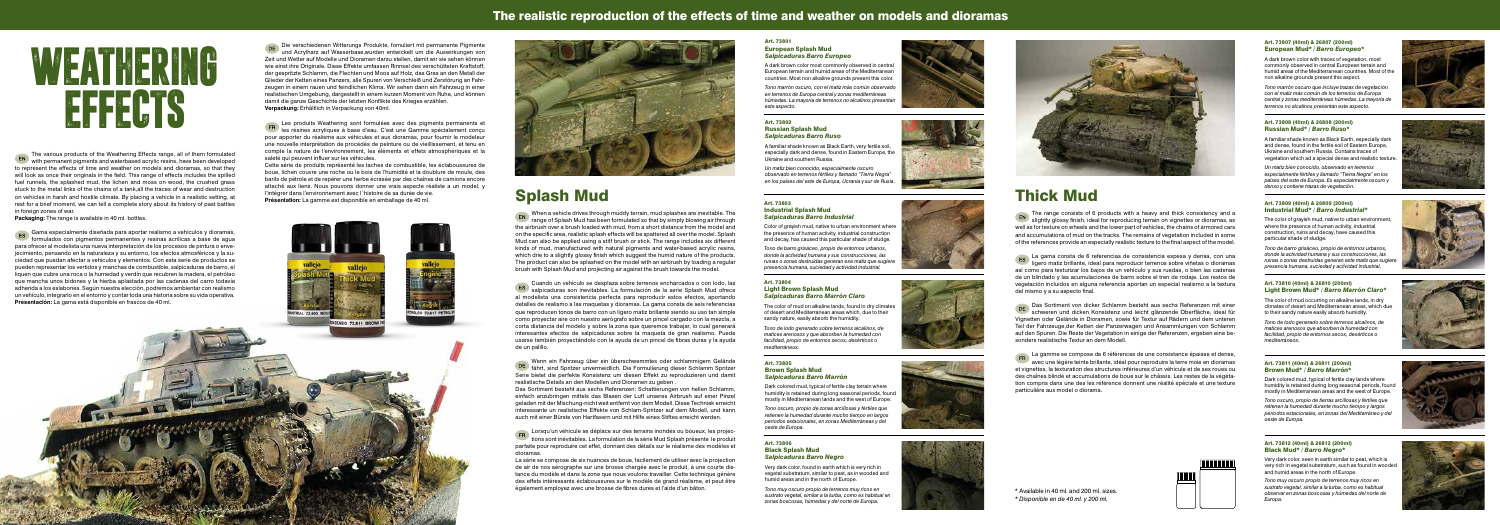# The realistic reproduction of the effects of time and weather on models and dioramas

# WEATHERING EFFECTS

EN The various products of the Weathering Effects range, all of them formulated with permanent pigments and waterbased acrylic resins, have been developed to represent the effects of time and weather on models and dioramas, so that they will look as once their originals in the field. This range of effects includes the spilled fuel runnels, the splashed mud, the lichen and moss on wood, the crushed grass stuck to the metal links of the chains of a tank, all the traces of wear and tear on vehicles in harsh and hostile climate. By placing a vehicle in a realistic setting, at rest for a brief moment, we can tell a complete story about its history of past battles in foreign zones of war.

**Packaging:** The range is available in 40 ml. bottles.

ES Gama especialmente diseñada para aportar realismo a vehículos y dioramas, formulados con pigmentos permanentes y resinas acrílicas a base de agua para ofrecer al modelista una nueva interpretación de los procesos de pintura o envejecimiento, pensando en la naturaleza y su entorno, los efectos atmosféricos y la suciedad que pueden afectar a vehículos y elementos. Con este serie de productos se pueden representar los vertidos y manchas de combustible, salpicaduras de barro, el liquen que cubre una roca o la humedad y verdín que recubren la madera, el petróleo que mancha unos bidones y la hierba aplastada por las cadenas del carro todavía adherida a los eslabones. Según nuestra elección, podremos ambientar con realismo un vehículo, integrarlo en el entorno y contar toda una historia sobre su vida operativa.
**Presentación:** La gama está disponible en frascos de 40 ml.

DE Die verschiedenen Witterungs Produkte, formuliert mit permanente Pigmente und Acrylharz auf Wasserbase wurden entwickelt um die Auswirkungen von Zeit und Wetter auf Modelle und Dioramen darzu stellen, damit wir sie sehen können wie einst ihre Originale. Diese Effekte umfassen Rinnsel des verschütteten Kraftstoff, der gespritzte Schlamm, die Flechten und Moos auf Holz, das Gras an den Metall der Glieder der Ketten eines Panzers, alle Spuren von Verschleiß und Zerstörung an Fahrzeugen in einem rauen und feindlichen Klima. Wir sehen dann ein Fahrzeug in einer realistischen Umgebung, dargestellt in einem kurzen Moment von Ruhe, und können damit die ganze Geschichte der letzten Konflikte des Krieges erzählen.
**Verpackung:** Erhältlich in Verpackung von 40ml.

FR Les produits Weathering sont formulées avec des pigments permanents et les résines acryliques à base d'eau. C'est une Gamme spécialement conçu pour apporter du réalisme aux véhicules et aux dioramas, pour fournir le modeleur une nouvelle interprétation de procédés de peinture ou de vieillissement, et tenu en compte la nature de l'environnement, les éléments et effets atmosphériques et la saleté qui peuvent influer sur les véhicules.
Cette série de produits représente les taches de combustible, les éclaboussures de boue, lichen couvre une roche ou le bois de l'humidité et la doublure de moule, des barils de pétrole et de repérer une herbe écrasée par des chaînes de camions encore attaché aux liens. Nous pouvons donner une vrai aspecte réaliste a un model, y l'intégrer dans l'environnement avec l´histoire de sa durée de vie.
**Présentation:** La gamme est disponible en emballage de 40 ml.

# Splash Mud

EN When a vehicle drives through muddy terrain, mud splashes are inevitable. The range of Splash Mud has been formulated so that by simply blowing air through the airbrush over a brush loaded with mud, from a short distance from the model and on the specific area, realistic splash effects will be spattered across the model. Splash Mud can also be applied using a stiff brush or stick. The range includes six different kinds of mud, manufactured with natural pigments and water-based acrylic resins, which dries to a slightly glossy finish which suggest the humid nature of the products. The product can also be splashed on the model with an airbrush by loading a regular brush with Splash Mud and projecting air against the brush towards the model.

ES Cuando un vehículo se desplaza sobre terrenos encharcados o con lodo, las salpicaduras son inevitables. La formulación de la serie Splash Mud ofrece al modelista una consistencia perfecta para reproducir estos efectos, aportando detalles de realismo a las maquetas y dioramas. La gama consta de seis referencias que reproducen tonos de barro con un ligero matiz brillante ideal su uso tan simple como proyectar aire con nuestro aerógrafo sobre un pincel cargado con la mezcla, a corta distancia del modelo y sobre la zona que queremos trabajar, lo cual generará interesantes efectos de salpicaduras sobre la maqueta de gran realismo. Puede usarse también proyectándolo con la ayuda de un pincel de fibras duras y la ayuda de un palillo.

DE Wenn ein Fahrzeug über ein überschwemmtes oder schlammigem Gelände fährt, sind Spritzer unvermeidlich. Die Formulierung dieser Schlamm Spritzer Serie bietet die perfekte Konsistenz um diesen Effekt zu reproduzieren und damit realistische Details an den Modellen und Dioramen zu geben.
Das Sortiment besteht aus sechs Referenzen: Schattierungen von hellen Schlamm, einfach anzubringen mittels das Blasen der Luft unseres Airbrush auf einer Pinsel geladen mit der Mischung nicht weit entfernt von dem Modell. Diese Technik erreicht interessante un realistische Effekte von Schlam-Spritzer auf dem Modell, und kann auch mit einer Bürste von Hartbesem und mit Hilfe eines Stiftes erreicht werden.

FR Lorsqu'un véhicule se déplace sur des terrains inondés ou boueux, les projections sont inévitables. La formulation de la série Mud Splash présente le produit parfaite pour reproduire cet effet, donnant des détails sur le réalisme des modèles et dioramas.
La série se compose de six nuances de boue, facilement de utiliser avec la projection de air de nos aérographe sur une brosse chargée avec le produit, à une courte distance du modèle et dans la zone que nous voulons travailler. Cette technique génère des effets intéressants éclaboussures sur le modèle de grand réalisme, et peut être également employez avec une brosse de fibres dures et l'aide d'un bâton.

### Art. 73801
**European Splash Mud**
*Salpicaduras Barro Europeo*

A dark brown color most commonly observed in central European terrain and humid areas of the Mediterranean countries. Most non alkaline grounds present this color.

*Tono marrón oscuro, con el matiz más común observado en terrenos de Europa central y zonas mediterráneas húmedas. La mayoría de terrenos no alcalinos presentan este aspecto.*

### Art. 73802
**Russian Splash Mud**
*Salpicaduras Barro Ruso*

A familiar shade known as Black Earth, very fertile soil, especially dark and dense, found in the Ukraine and southern Russia.

*Un matiz bien conocido, especialmente oscuro observado en terrenos fértiles y llamado "Tierra Negra" en los países del este de Europa, Ucrania y sur de Rusia.*

### Art. 73803
**Industrial Splash Mud**
*Salpicaduras Barro Industrial*

Color of greyish mud, native to urban environment where the presence of human activity, industrial construction and decay, has caused this particular shade of sludge.

*Tono de barro grisáceo, propio de entornos urbanos, donde la actividad humana y sus construcciones, las ruinas o zonas destruidas generan este matiz que sugiere presencia humana, suciedad y actividad industrial.*

### Art. 73804
**Light Brown Splash Mud**
*Salpicaduras Barro Marrón Claro*

The color of mud on alkaline lands, found in dry climates of desert and Mediterranean areas which, due to their sandy nature, easily absorb the humidity.

*Tono de lodo generado sobre terrenos alcalinos, de matices arenosos y que absorben la humedad con facilidad, propio de entornos secos, desérticos o mediterráneos.*

### Art. 73805
**Brown Splash Mud**
*Salpicaduras Barro Marrón*

Dark colored mud, typical of fertile clay terrain where humidity is retained during long seasonal periods, found mostly in Mediterranean lands and the west of Europe.

*Tono oscuro, propio de zonas arcillosas y fértiles que retienen la humedad durante mucho tiempo en largos periodos estacionales, en zonas Mediterráneas y del oeste de Europa.*

### Art. 73806
**Black Splash Mud**
*Salpicaduras Barro Negro*

Very dark color, found in earth which is very rich in vegetal substratum, similar to peat, as in wooded and humid areas and in the north of Europe.

*Tono muy oscuro propio de terrenos muy ricos en sustrato vegetal, similar a la turba, como es habitual en zonas boscosas, húmedas y del norte de Europa.*

# Thick Mud

EN The range consists of 6 products with a heavy and thick consistency and a slightly glossy finish, ideal for reproducing terrain on vignettes or dioramas, as well as for texture on wheels and the lower part of vehicles, the chains of armored cars and accumulations of mud on the tracks. The remains of vegetation included in some of the references provide an especially realistic texture to the final aspect of the model.

ES La gama consta de 6 referencias de consistencia espesa y densa, con una ligero matiz brillante, ideal para reproducir terrenos sobre viñetas o dioramas así como para texturizar los bajos de un vehículo y sus ruedas, o bien las cadenas de un blindado y las acumulaciones de barro sobre el tren de rodaje. Los restos de vegetación incluidos en alguna referencia aportan un especial realismo a la textura del mismo y a su aspecto final.

DE Das Sortiment von dicker Schlamm besteht aus sechs Referenzen mit einer schweren und dicken Konsistenz und leicht glänzende Oberfläche, ideal für Vignetten oder Gelände in Dioramen, sowie für Textur auf Rädern und dem unteren Teil der Fahrzeuge, der Ketten der Panzerwagen und Ansammlungen von Schlamm auf den Spuren. Die Reste der Vegetation in einige der Referenzen, ergeben eine besonders realistische Textur an dem Modell.

FR La gamme se compose de 6 références de une consistance épaisse et dense, avec une légère teinte brillante, idéal pour reproduire la terre mole en dioramas et vignettes, la texturation des structures inférieures d'un véhicule et de ses roues ou des chaînes blindé et accumulations de boue sur le châssis. Les restes de la végétation compris dans une des les référence donnent une réalité spéciale et une texture particulière aux model o diorama.

\* Available in 40 ml. and 200 ml. sizes.
\* *Disponible en de 40 ml. y 200 ml.*

### Art. 73807 (40ml) & 26807 (200ml)
**European Mud\*** / *Barro Europeo\**

A dark brown color with traces of vegetation, most commonly observed in central European terrain and humid areas of the Mediterranean countries. Most of the non alkaline grounds present this aspect.

*Tono marrón oscuro que incluye trazas de vegetación con el matiz más común de los terrenos de Europa central y zonas mediterráneas húmedas. La mayoría de terrenos no alcalinos presentan este aspecto.*

### Art. 73808 (40ml) & 26808 (200ml)
**Russian Mud\*** / *Barro Ruso\**

A familiar shade known as Black Earth, especially dark and dense, found in the fertile soil of Eastern Europe, Ukraine and southern Russia. Contains traces of vegetation which ad a special dense and realistic texture.

*Un matiz bien conocido, observado en terrenos especialmente fértiles y llamado "Tierra Negra" en los países del este de Europa. Es especialmente oscuro y denso y contiene trazas de vegetación.*

### Art. 73809 (40ml) & 26809 (200ml)
**Industrial Mud\*** / *Barro Industrial\**

The color of greyish mud, native to urban environment, where the presence of human activity, industrial construction, ruins and decay, have caused this particular shade of sludge.

*Tono de barro grisáceo, propio de entornos urbanos, donde la actividad humana y sus construcciones, las ruinas o zonas destruidas generan este matiz que sugiere presencia humana, suciedad y actividad industrial.*

### Art. 73810 (40ml) & 26810 (200ml)
**Light Brown Mud\*** / *Barro Marrón Claro\**

The color of mud occurring on alkaline lands, in dry climates of desert and Mediterranean areas, which due to their sandy nature easily absorb humidity.

*Tono de lodo generado sobre terrenos alcalinos, de matices arenosos que absorben la humedad con facilidad, propio de entornos secos, desérticos o mediterráneos.*

### Art. 73811 (40ml) & 26811 (200ml)
**Brown Mud\*** / *Barro Marrón\**

Dark colored mud, typical of fertile clay lands where humidity is retained during long seasonal periods, found mostly in Mediterranean areas and the west of Europe.

*Tono oscuro, propio de tierras arcillosas y fértiles que retienen la humedad durante mucho tiempo y largos periodos estacionales, en zonas del Mediterráneo y del oeste de Europa.*

### Art. 73812 (40ml) & 26812 (200ml)
**Black Mud\*** / *Barro Negro\**

Very dark color, seen in earth similar to peat, which is very rich in vegetal substratum, such as found in wooded and humid areas and in the north of Europe.

*Tono muy oscuro propio de terrenos muy ricos en sustrato vegetal, similar a la turba, como es habitual observar en zonas boscosas y húmedas del norte de Europa.*